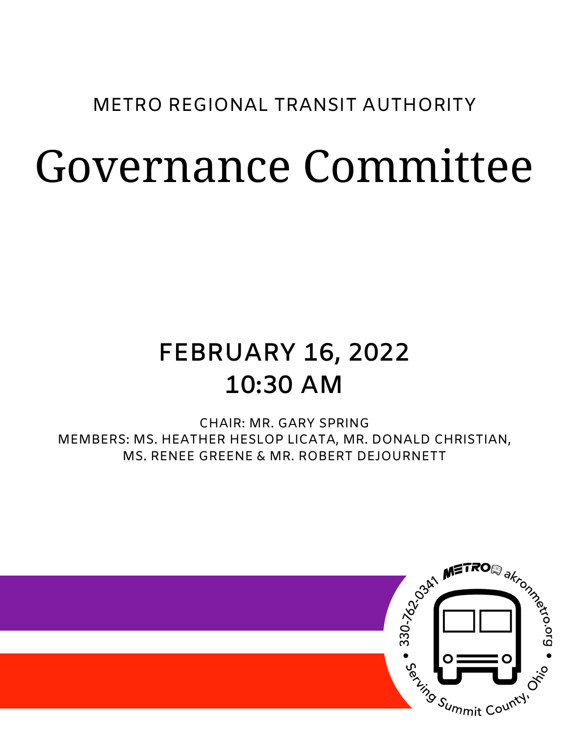METRO REGIONAL TRANSIT AUTHORITY

# Governance Committee

## FEBRUARY 16, 2022
## 10:30 AM

CHAIR: MR. GARY SPRING
MEMBERS: MS. HEATHER HESLOP LICATA, MR. DONALD CHRISTIAN, MS. RENEE GREENE & MR. ROBERT DEJOURNETT

330-762-0341 • METRO akronmetro.org • Serving Summit County, Ohio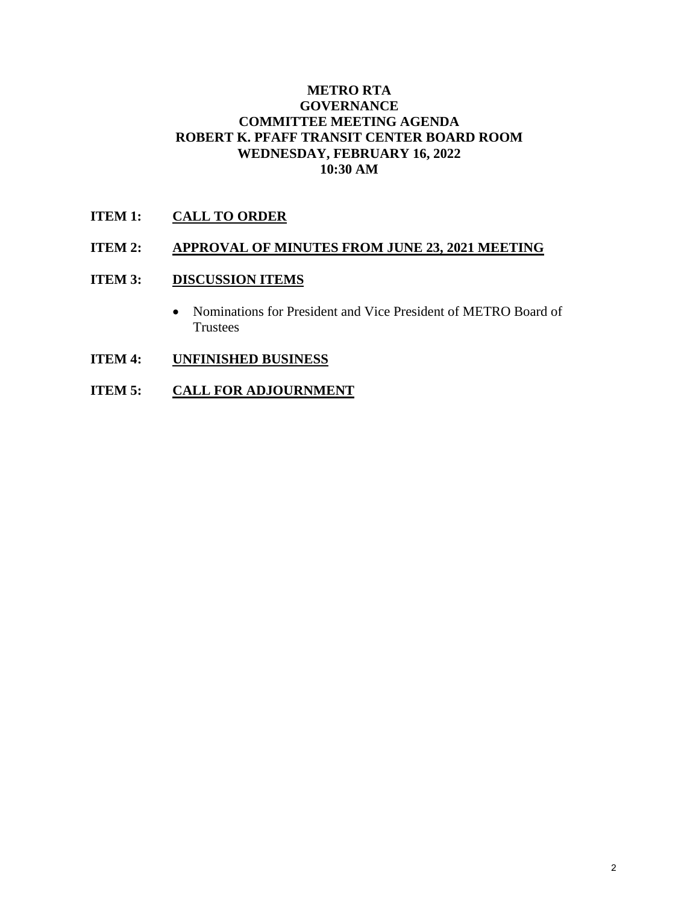**METRO RTA**
**GOVERNANCE**
**COMMITTEE MEETING AGENDA**
**ROBERT K. PFAFF TRANSIT CENTER BOARD ROOM**
**WEDNESDAY, FEBRUARY 16, 2022**
**10:30 AM**

**ITEM 1:** **CALL TO ORDER**

**ITEM 2:** **APPROVAL OF MINUTES FROM JUNE 23, 2021 MEETING**

**ITEM 3:** **DISCUSSION ITEMS**

- Nominations for President and Vice President of METRO Board of Trustees

**ITEM 4:** **UNFINISHED BUSINESS**

**ITEM 5:** **CALL FOR ADJOURNMENT**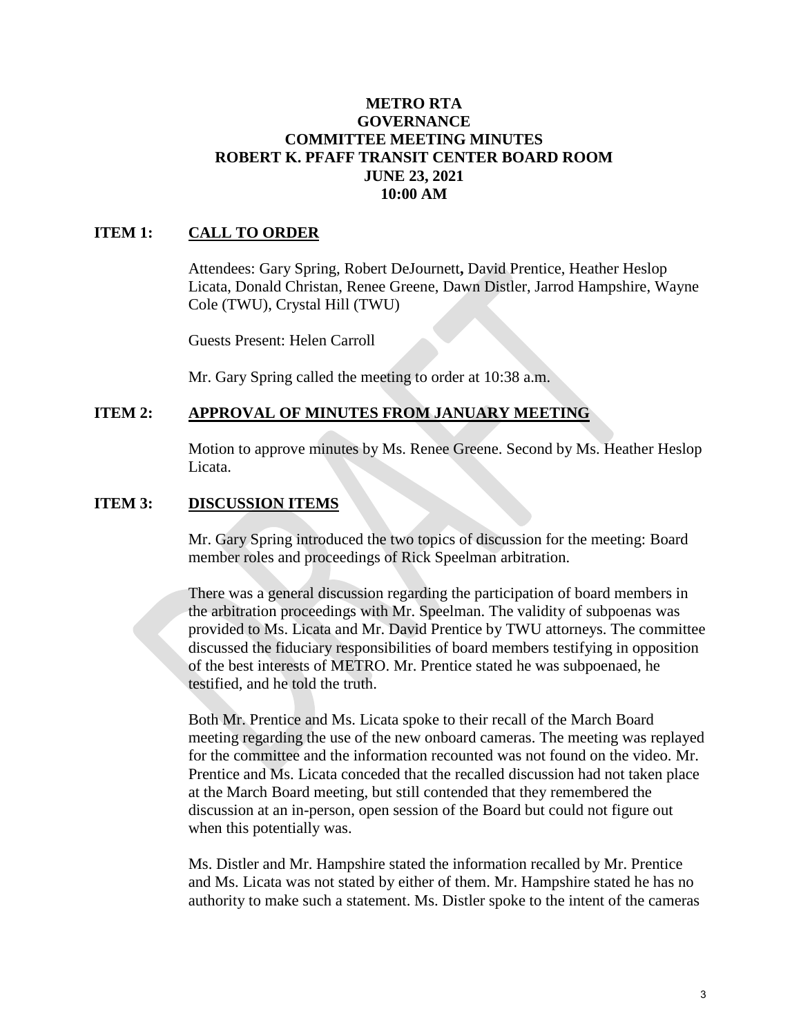# METRO RTA GOVERNANCE COMMITTEE MEETING MINUTES
## ROBERT K. PFAFF TRANSIT CENTER BOARD ROOM
## JUNE 23, 2021
## 10:00 AM

**ITEM 1: CALL TO ORDER**

Attendees: Gary Spring, Robert DeJournett**,** David Prentice, Heather Heslop Licata, Donald Christan, Renee Greene, Dawn Distler, Jarrod Hampshire, Wayne Cole (TWU), Crystal Hill (TWU)

Guests Present: Helen Carroll

Mr. Gary Spring called the meeting to order at 10:38 a.m.

**ITEM 2: APPROVAL OF MINUTES FROM JANUARY MEETING**

Motion to approve minutes by Ms. Renee Greene. Second by Ms. Heather Heslop Licata.

**ITEM 3: DISCUSSION ITEMS**

Mr. Gary Spring introduced the two topics of discussion for the meeting: Board member roles and proceedings of Rick Speelman arbitration.

There was a general discussion regarding the participation of board members in the arbitration proceedings with Mr. Speelman. The validity of subpoenas was provided to Ms. Licata and Mr. David Prentice by TWU attorneys. The committee discussed the fiduciary responsibilities of board members testifying in opposition of the best interests of METRO. Mr. Prentice stated he was subpoenaed, he testified, and he told the truth.

Both Mr. Prentice and Ms. Licata spoke to their recall of the March Board meeting regarding the use of the new onboard cameras. The meeting was replayed for the committee and the information recounted was not found on the video. Mr. Prentice and Ms. Licata conceded that the recalled discussion had not taken place at the March Board meeting, but still contended that they remembered the discussion at an in-person, open session of the Board but could not figure out when this potentially was.

Ms. Distler and Mr. Hampshire stated the information recalled by Mr. Prentice and Ms. Licata was not stated by either of them. Mr. Hampshire stated he has no authority to make such a statement. Ms. Distler spoke to the intent of the cameras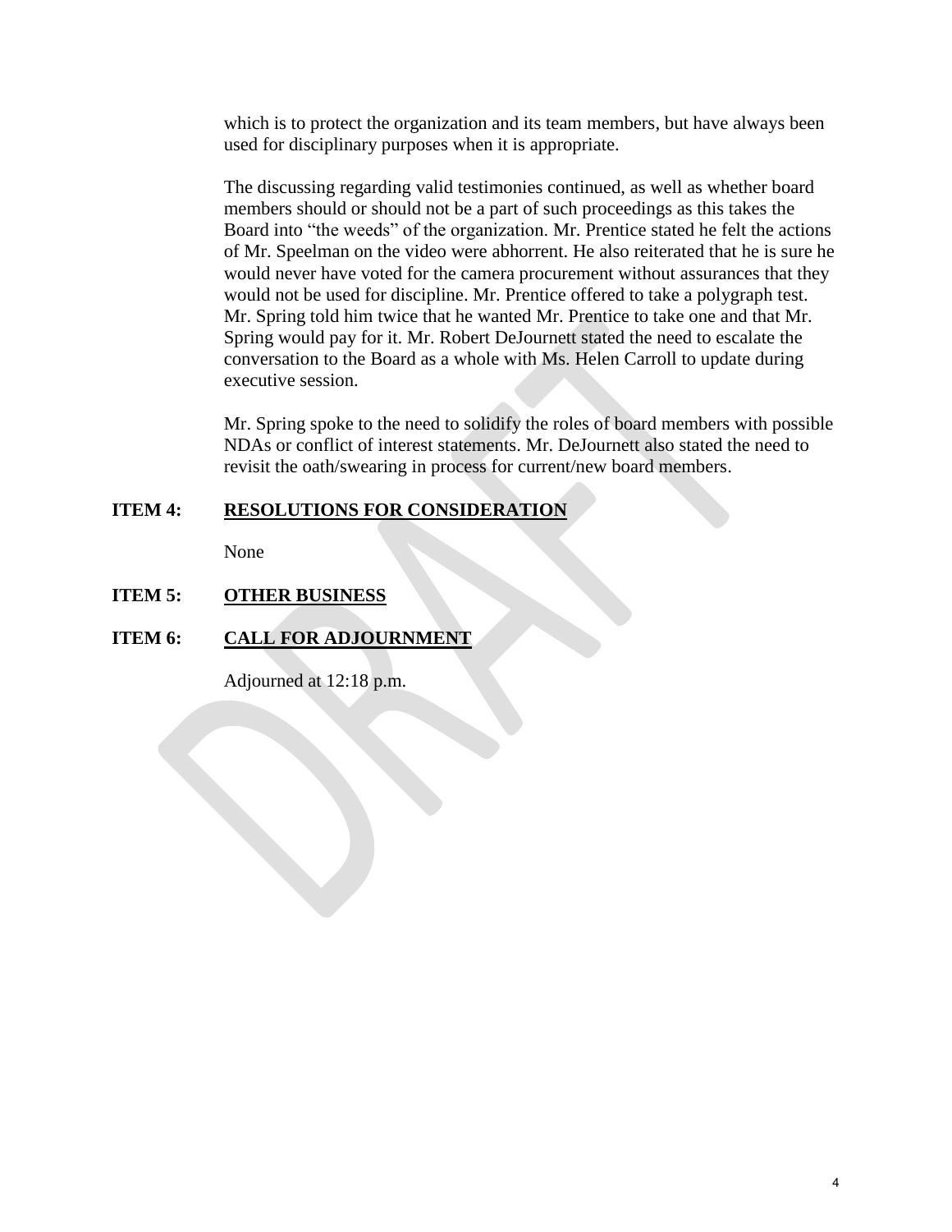which is to protect the organization and its team members, but have always been used for disciplinary purposes when it is appropriate.

The discussing regarding valid testimonies continued, as well as whether board members should or should not be a part of such proceedings as this takes the Board into "the weeds" of the organization. Mr. Prentice stated he felt the actions of Mr. Speelman on the video were abhorrent. He also reiterated that he is sure he would never have voted for the camera procurement without assurances that they would not be used for discipline. Mr. Prentice offered to take a polygraph test. Mr. Spring told him twice that he wanted Mr. Prentice to take one and that Mr. Spring would pay for it. Mr. Robert DeJournett stated the need to escalate the conversation to the Board as a whole with Ms. Helen Carroll to update during executive session.

Mr. Spring spoke to the need to solidify the roles of board members with possible NDAs or conflict of interest statements. Mr. DeJournett also stated the need to revisit the oath/swearing in process for current/new board members.

**ITEM 4: RESOLUTIONS FOR CONSIDERATION**

None

**ITEM 5: OTHER BUSINESS**

**ITEM 6: CALL FOR ADJOURNMENT**

Adjourned at 12:18 p.m.